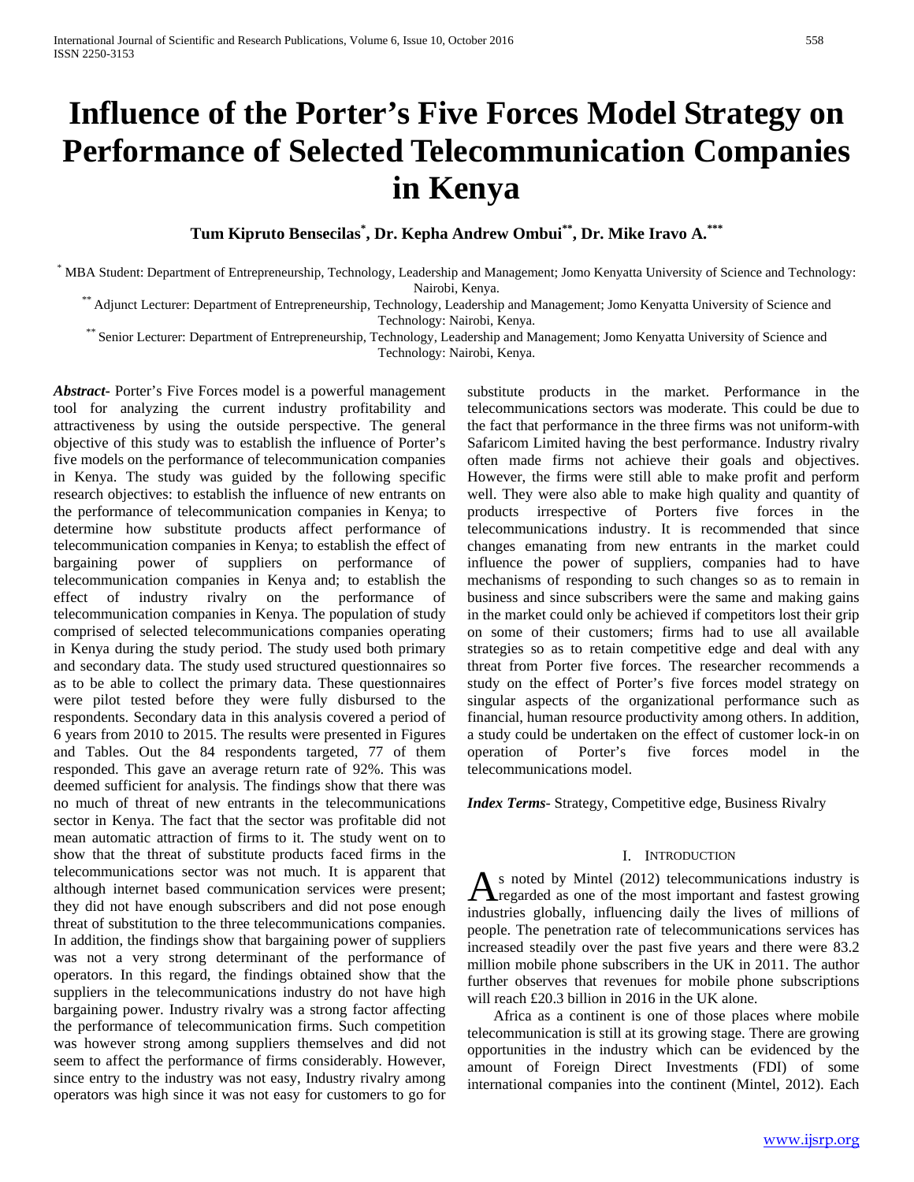# Influence of the Porter's Five Forces Model Strategy on Performance of Selected Telecommunication Companies in Kenya

**Tum Kipruto Bensecilas[*], Dr. Kepha Andrew Ombui[**], Dr. Mike Iravo A.[***]**

[*] MBA Student: Department of Entrepreneurship, Technology, Leadership and Management; Jomo Kenyatta University of Science and Technology: Nairobi, Kenya.

[**] Adjunct Lecturer: Department of Entrepreneurship, Technology, Leadership and Management; Jomo Kenyatta University of Science and Technology: Nairobi, Kenya.

[**] Senior Lecturer: Department of Entrepreneurship, Technology, Leadership and Management; Jomo Kenyatta University of Science and Technology: Nairobi, Kenya.

***Abstract***- Porter's Five Forces model is a powerful management tool for analyzing the current industry profitability and attractiveness by using the outside perspective. The general objective of this study was to establish the influence of Porter's five models on the performance of telecommunication companies in Kenya. The study was guided by the following specific research objectives: to establish the influence of new entrants on the performance of telecommunication companies in Kenya; to determine how substitute products affect performance of telecommunication companies in Kenya; to establish the effect of bargaining power of suppliers on performance of telecommunication companies in Kenya and; to establish the effect of industry rivalry on the performance of telecommunication companies in Kenya. The population of study comprised of selected telecommunications companies operating in Kenya during the study period. The study used both primary and secondary data. The study used structured questionnaires so as to be able to collect the primary data. These questionnaires were pilot tested before they were fully disbursed to the respondents. Secondary data in this analysis covered a period of 6 years from 2010 to 2015. The results were presented in Figures and Tables. Out the 84 respondents targeted, 77 of them responded. This gave an average return rate of 92%. This was deemed sufficient for analysis. The findings show that there was no much of threat of new entrants in the telecommunications sector in Kenya. The fact that the sector was profitable did not mean automatic attraction of firms to it. The study went on to show that the threat of substitute products faced firms in the telecommunications sector was not much. It is apparent that although internet based communication services were present; they did not have enough subscribers and did not pose enough threat of substitution to the three telecommunications companies. In addition, the findings show that bargaining power of suppliers was not a very strong determinant of the performance of operators. In this regard, the findings obtained show that the suppliers in the telecommunications industry do not have high bargaining power. Industry rivalry was a strong factor affecting the performance of telecommunication firms. Such competition was however strong among suppliers themselves and did not seem to affect the performance of firms considerably. However, since entry to the industry was not easy, Industry rivalry among operators was high since it was not easy for customers to go for substitute products in the market. Performance in the telecommunications sectors was moderate. This could be due to the fact that performance in the three firms was not uniform-with Safaricom Limited having the best performance. Industry rivalry often made firms not achieve their goals and objectives. However, the firms were still able to make profit and perform well. They were also able to make high quality and quantity of products irrespective of Porters five forces in the telecommunications industry. It is recommended that since changes emanating from new entrants in the market could influence the power of suppliers, companies had to have mechanisms of responding to such changes so as to remain in business and since subscribers were the same and making gains in the market could only be achieved if competitors lost their grip on some of their customers; firms had to use all available strategies so as to retain competitive edge and deal with any threat from Porter five forces. The researcher recommends a study on the effect of Porter's five forces model strategy on singular aspects of the organizational performance such as financial, human resource productivity among others. In addition, a study could be undertaken on the effect of customer lock-in on operation of Porter's five forces model in the telecommunications model.

***Index Terms***- Strategy, Competitive edge, Business Rivalry

## I. Introduction

As noted by Mintel (2012) telecommunications industry is regarded as one of the most important and fastest growing industries globally, influencing daily the lives of millions of people. The penetration rate of telecommunications services has increased steadily over the past five years and there were 83.2 million mobile phone subscribers in the UK in 2011. The author further observes that revenues for mobile phone subscriptions will reach £20.3 billion in 2016 in the UK alone.

Africa as a continent is one of those places where mobile telecommunication is still at its growing stage. There are growing opportunities in the industry which can be evidenced by the amount of Foreign Direct Investments (FDI) of some international companies into the continent (Mintel, 2012). Each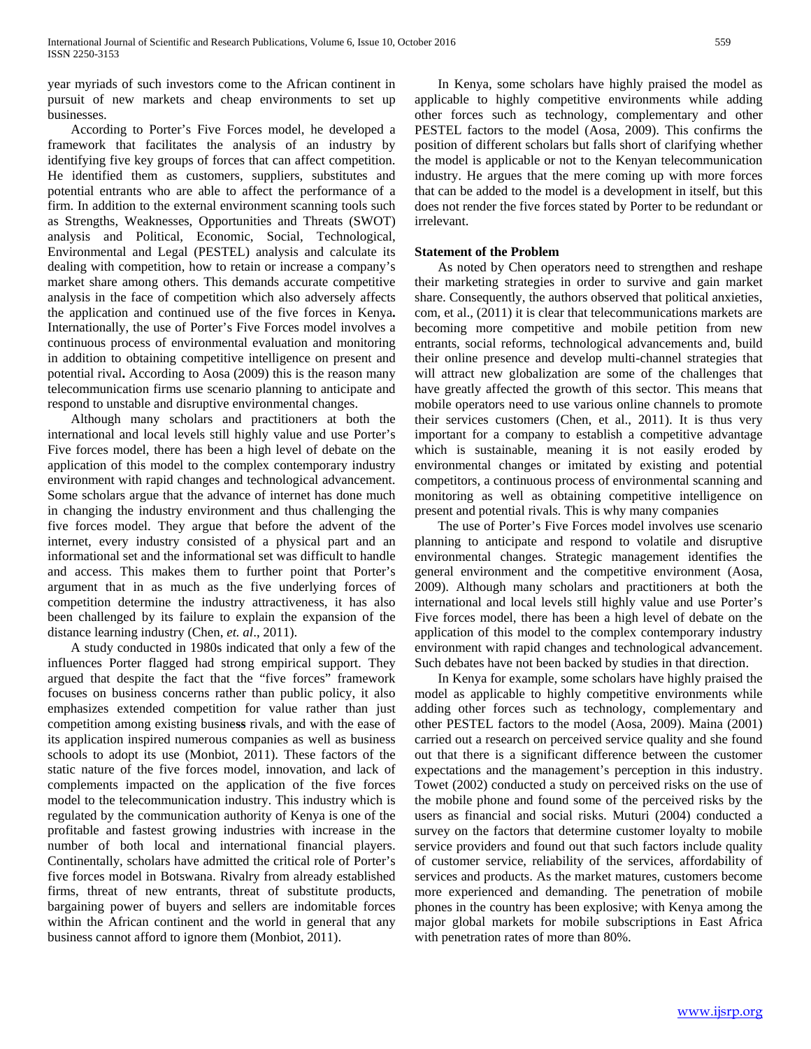year myriads of such investors come to the African continent in pursuit of new markets and cheap environments to set up businesses.

According to Porter's Five Forces model, he developed a framework that facilitates the analysis of an industry by identifying five key groups of forces that can affect competition. He identified them as customers, suppliers, substitutes and potential entrants who are able to affect the performance of a firm. In addition to the external environment scanning tools such as Strengths, Weaknesses, Opportunities and Threats (SWOT) analysis and Political, Economic, Social, Technological, Environmental and Legal (PESTEL) analysis and calculate its dealing with competition, how to retain or increase a company's market share among others. This demands accurate competitive analysis in the face of competition which also adversely affects the application and continued use of the five forces in Kenya**.** Internationally, the use of Porter's Five Forces model involves a continuous process of environmental evaluation and monitoring in addition to obtaining competitive intelligence on present and potential rival**.** According to Aosa (2009) this is the reason many telecommunication firms use scenario planning to anticipate and respond to unstable and disruptive environmental changes.

Although many scholars and practitioners at both the international and local levels still highly value and use Porter's Five forces model, there has been a high level of debate on the application of this model to the complex contemporary industry environment with rapid changes and technological advancement. Some scholars argue that the advance of internet has done much in changing the industry environment and thus challenging the five forces model. They argue that before the advent of the internet, every industry consisted of a physical part and an informational set and the informational set was difficult to handle and access. This makes them to further point that Porter's argument that in as much as the five underlying forces of competition determine the industry attractiveness, it has also been challenged by its failure to explain the expansion of the distance learning industry (Chen, *et. al*., 2011).

A study conducted in 1980s indicated that only a few of the influences Porter flagged had strong empirical support. They argued that despite the fact that the "five forces" framework focuses on business concerns rather than public policy, it also emphasizes extended competition for value rather than just competition among existing business rivals, and with the ease of its application inspired numerous companies as well as business schools to adopt its use (Monbiot, 2011). These factors of the static nature of the five forces model, innovation, and lack of complements impacted on the application of the five forces model to the telecommunication industry. This industry which is regulated by the communication authority of Kenya is one of the profitable and fastest growing industries with increase in the number of both local and international financial players. Continentally, scholars have admitted the critical role of Porter's five forces model in Botswana. Rivalry from already established firms, threat of new entrants, threat of substitute products, bargaining power of buyers and sellers are indomitable forces within the African continent and the world in general that any business cannot afford to ignore them (Monbiot, 2011).

In Kenya, some scholars have highly praised the model as applicable to highly competitive environments while adding other forces such as technology, complementary and other PESTEL factors to the model (Aosa, 2009). This confirms the position of different scholars but falls short of clarifying whether the model is applicable or not to the Kenyan telecommunication industry. He argues that the mere coming up with more forces that can be added to the model is a development in itself, but this does not render the five forces stated by Porter to be redundant or irrelevant.

**Statement of the Problem**

As noted by Chen operators need to strengthen and reshape their marketing strategies in order to survive and gain market share. Consequently, the authors observed that political anxieties, com, et al., (2011) it is clear that telecommunications markets are becoming more competitive and mobile petition from new entrants, social reforms, technological advancements and, build their online presence and develop multi-channel strategies that will attract new globalization are some of the challenges that have greatly affected the growth of this sector. This means that mobile operators need to use various online channels to promote their services customers (Chen, et al., 2011). It is thus very important for a company to establish a competitive advantage which is sustainable, meaning it is not easily eroded by environmental changes or imitated by existing and potential competitors, a continuous process of environmental scanning and monitoring as well as obtaining competitive intelligence on present and potential rivals. This is why many companies

The use of Porter's Five Forces model involves use scenario planning to anticipate and respond to volatile and disruptive environmental changes. Strategic management identifies the general environment and the competitive environment (Aosa, 2009). Although many scholars and practitioners at both the international and local levels still highly value and use Porter's Five forces model, there has been a high level of debate on the application of this model to the complex contemporary industry environment with rapid changes and technological advancement. Such debates have not been backed by studies in that direction.

In Kenya for example, some scholars have highly praised the model as applicable to highly competitive environments while adding other forces such as technology, complementary and other PESTEL factors to the model (Aosa, 2009). Maina (2001) carried out a research on perceived service quality and she found out that there is a significant difference between the customer expectations and the management's perception in this industry. Towet (2002) conducted a study on perceived risks on the use of the mobile phone and found some of the perceived risks by the users as financial and social risks. Muturi (2004) conducted a survey on the factors that determine customer loyalty to mobile service providers and found out that such factors include quality of customer service, reliability of the services, affordability of services and products. As the market matures, customers become more experienced and demanding. The penetration of mobile phones in the country has been explosive; with Kenya among the major global markets for mobile subscriptions in East Africa with penetration rates of more than 80%.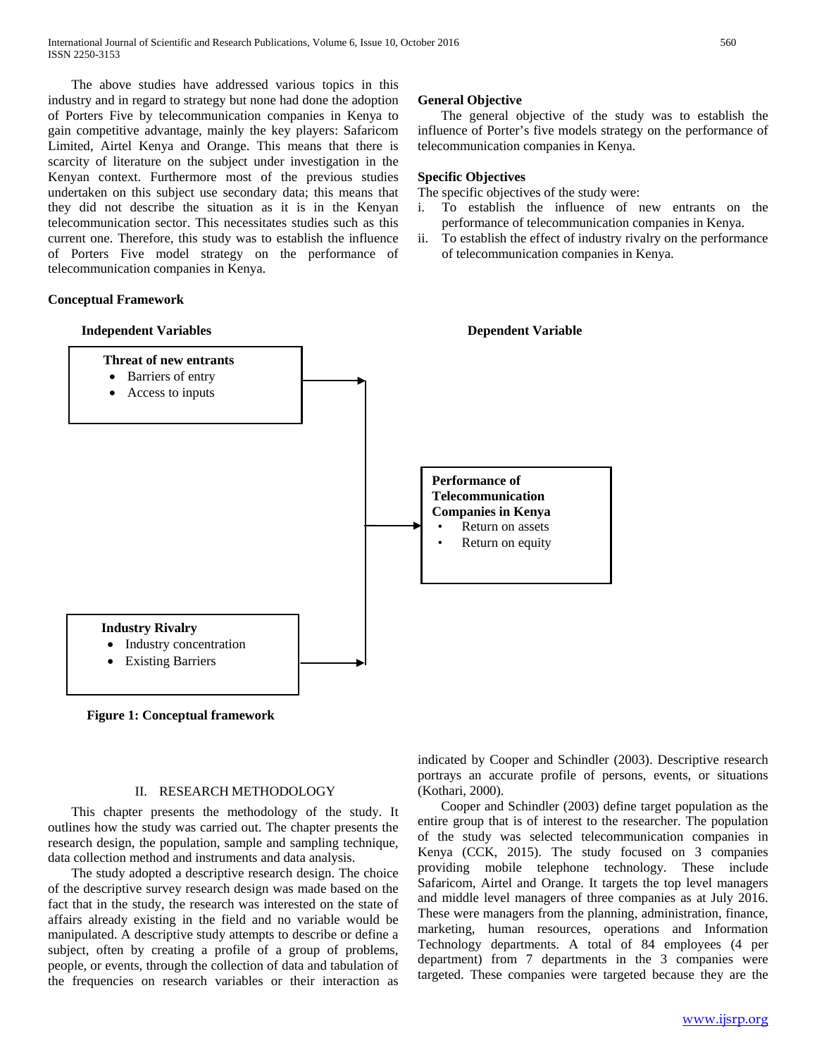The above studies have addressed various topics in this industry and in regard to strategy but none had done the adoption of Porters Five by telecommunication companies in Kenya to gain competitive advantage, mainly the key players: Safaricom Limited, Airtel Kenya and Orange. This means that there is scarcity of literature on the subject under investigation in the Kenyan context. Furthermore most of the previous studies undertaken on this subject use secondary data; this means that they did not describe the situation as it is in the Kenyan telecommunication sector. This necessitates studies such as this current one. Therefore, this study was to establish the influence of Porters Five model strategy on the performance of telecommunication companies in Kenya.

### General Objective

The general objective of the study was to establish the influence of Porter's five models strategy on the performance of telecommunication companies in Kenya.

### Specific Objectives

The specific objectives of the study were:

i. To establish the influence of new entrants on the performance of telecommunication companies in Kenya.
ii. To establish the effect of industry rivalry on the performance of telecommunication companies in Kenya.

### Conceptual Framework

**Independent Variables**

**Threat of new entrants**
- Barriers of entry
- Access to inputs

**Industry Rivalry**
- Industry concentration
- Existing Barriers

**Dependent Variable**

**Performance of Telecommunication Companies in Kenya**
- Return on assets
- Return on equity

**Figure 1: Conceptual framework**

## II. RESEARCH METHODOLOGY

This chapter presents the methodology of the study. It outlines how the study was carried out. The chapter presents the research design, the population, sample and sampling technique, data collection method and instruments and data analysis.

The study adopted a descriptive research design. The choice of the descriptive survey research design was made based on the fact that in the study, the research was interested on the state of affairs already existing in the field and no variable would be manipulated. A descriptive study attempts to describe or define a subject, often by creating a profile of a group of problems, people, or events, through the collection of data and tabulation of the frequencies on research variables or their interaction as indicated by Cooper and Schindler (2003). Descriptive research portrays an accurate profile of persons, events, or situations (Kothari, 2000).

Cooper and Schindler (2003) define target population as the entire group that is of interest to the researcher. The population of the study was selected telecommunication companies in Kenya (CCK, 2015). The study focused on 3 companies providing mobile telephone technology. These include Safaricom, Airtel and Orange. It targets the top level managers and middle level managers of three companies as at July 2016. These were managers from the planning, administration, finance, marketing, human resources, operations and Information Technology departments. A total of 84 employees (4 per department) from 7 departments in the 3 companies were targeted. These companies were targeted because they are the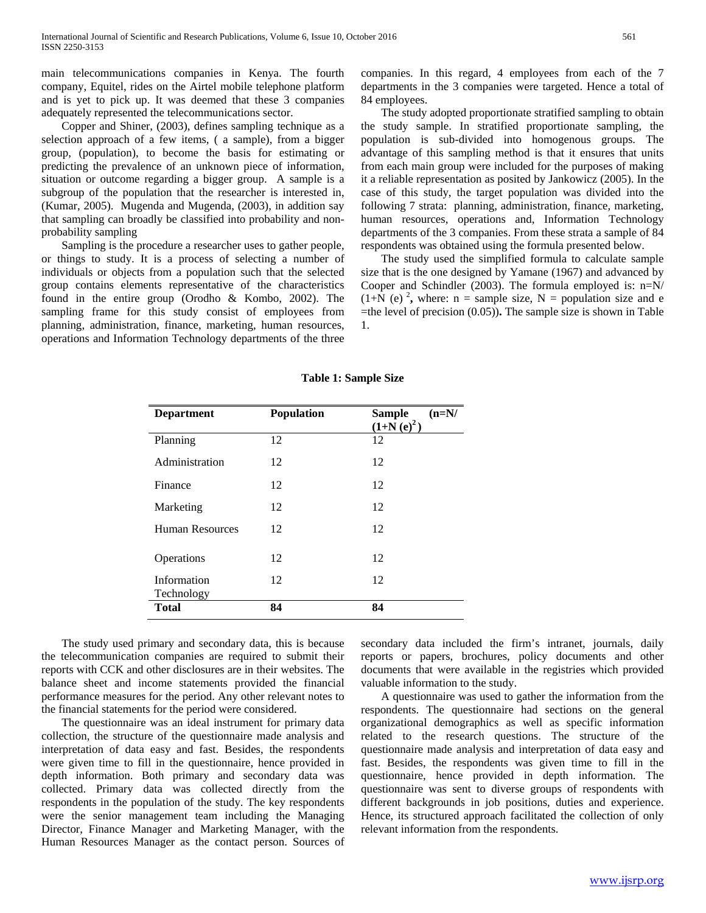main telecommunications companies in Kenya. The fourth company, Equitel, rides on the Airtel mobile telephone platform and is yet to pick up. It was deemed that these 3 companies adequately represented the telecommunications sector.

Copper and Shiner, (2003), defines sampling technique as a selection approach of a few items, ( a sample), from a bigger group, (population), to become the basis for estimating or predicting the prevalence of an unknown piece of information, situation or outcome regarding a bigger group. A sample is a subgroup of the population that the researcher is interested in, (Kumar, 2005). Mugenda and Mugenda, (2003), in addition say that sampling can broadly be classified into probability and non-probability sampling

Sampling is the procedure a researcher uses to gather people, or things to study. It is a process of selecting a number of individuals or objects from a population such that the selected group contains elements representative of the characteristics found in the entire group (Orodho & Kombo, 2002). The sampling frame for this study consist of employees from planning, administration, finance, marketing, human resources, operations and Information Technology departments of the three companies. In this regard, 4 employees from each of the 7 departments in the 3 companies were targeted. Hence a total of 84 employees.

The study adopted proportionate stratified sampling to obtain the study sample. In stratified proportionate sampling, the population is sub-divided into homogenous groups. The advantage of this sampling method is that it ensures that units from each main group were included for the purposes of making it a reliable representation as posited by Jankowicz (2005). In the case of this study, the target population was divided into the following 7 strata: planning, administration, finance, marketing, human resources, operations and, Information Technology departments of the 3 companies. From these strata a sample of 84 respondents was obtained using the formula presented below.

The study used the simplified formula to calculate sample size that is the one designed by Yamane (1967) and advanced by Cooper and Schindler (2003). The formula employed is: $n=N/(1+N(e)^2$, where: n = sample size, N = population size and e =the level of precision (0.05)). The sample size is shown in Table 1.

**Table 1: Sample Size**

| Department | Population | Sample $(n=N/(1+N(e)^2)$ |
|---|---|---|
| Planning | 12 | 12 |
| Administration | 12 | 12 |
| Finance | 12 | 12 |
| Marketing | 12 | 12 |
| Human Resources | 12 | 12 |
| Operations | 12 | 12 |
| Information Technology | 12 | 12 |
| **Total** | **84** | **84** |

The study used primary and secondary data, this is because the telecommunication companies are required to submit their reports with CCK and other disclosures are in their websites. The balance sheet and income statements provided the financial performance measures for the period. Any other relevant notes to the financial statements for the period were considered.

The questionnaire was an ideal instrument for primary data collection, the structure of the questionnaire made analysis and interpretation of data easy and fast. Besides, the respondents were given time to fill in the questionnaire, hence provided in depth information. Both primary and secondary data was collected. Primary data was collected directly from the respondents in the population of the study. The key respondents were the senior management team including the Managing Director, Finance Manager and Marketing Manager, with the Human Resources Manager as the contact person. Sources of secondary data included the firm's intranet, journals, daily reports or papers, brochures, policy documents and other documents that were available in the registries which provided valuable information to the study.

A questionnaire was used to gather the information from the respondents. The questionnaire had sections on the general organizational demographics as well as specific information related to the research questions. The structure of the questionnaire made analysis and interpretation of data easy and fast. Besides, the respondents was given time to fill in the questionnaire, hence provided in depth information. The questionnaire was sent to diverse groups of respondents with different backgrounds in job positions, duties and experience. Hence, its structured approach facilitated the collection of only relevant information from the respondents.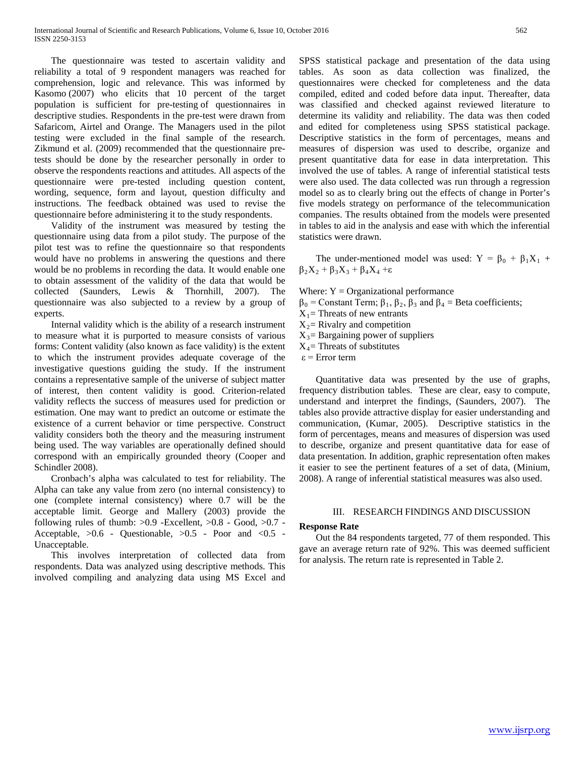The questionnaire was tested to ascertain validity and reliability a total of 9 respondent managers was reached for comprehension, logic and relevance. This was informed by Kasomo (2007) who elicits that 10 percent of the target population is sufficient for pre-testing of questionnaires in descriptive studies. Respondents in the pre-test were drawn from Safaricom, Airtel and Orange. The Managers used in the pilot testing were excluded in the final sample of the research. Zikmund et al. (2009) recommended that the questionnaire pre-tests should be done by the researcher personally in order to observe the respondents reactions and attitudes. All aspects of the questionnaire were pre-tested including question content, wording, sequence, form and layout, question difficulty and instructions. The feedback obtained was used to revise the questionnaire before administering it to the study respondents.

Validity of the instrument was measured by testing the questionnaire using data from a pilot study. The purpose of the pilot test was to refine the questionnaire so that respondents would have no problems in answering the questions and there would be no problems in recording the data. It would enable one to obtain assessment of the validity of the data that would be collected (Saunders, Lewis & Thornhill, 2007). The questionnaire was also subjected to a review by a group of experts.

Internal validity which is the ability of a research instrument to measure what it is purported to measure consists of various forms: Content validity (also known as face validity) is the extent to which the instrument provides adequate coverage of the investigative questions guiding the study. If the instrument contains a representative sample of the universe of subject matter of interest, then content validity is good. Criterion-related validity reflects the success of measures used for prediction or estimation. One may want to predict an outcome or estimate the existence of a current behavior or time perspective. Construct validity considers both the theory and the measuring instrument being used. The way variables are operationally defined should correspond with an empirically grounded theory (Cooper and Schindler 2008).

Cronbach's alpha was calculated to test for reliability. The Alpha can take any value from zero (no internal consistency) to one (complete internal consistency) where 0.7 will be the acceptable limit. George and Mallery (2003) provide the following rules of thumb: >0.9 -Excellent, >0.8 - Good, >0.7 - Acceptable, >0.6 - Questionable, >0.5 - Poor and <0.5 - Unacceptable.

This involves interpretation of collected data from respondents. Data was analyzed using descriptive methods. This involved compiling and analyzing data using MS Excel and SPSS statistical package and presentation of the data using tables. As soon as data collection was finalized, the questionnaires were checked for completeness and the data compiled, edited and coded before data input. Thereafter, data was classified and checked against reviewed literature to determine its validity and reliability. The data was then coded and edited for completeness using SPSS statistical package. Descriptive statistics in the form of percentages, means and measures of dispersion was used to describe, organize and present quantitative data for ease in data interpretation. This involved the use of tables. A range of inferential statistical tests were also used. The data collected was run through a regression model so as to clearly bring out the effects of change in Porter's five models strategy on performance of the telecommunication companies. The results obtained from the models were presented in tables to aid in the analysis and ease with which the inferential statistics were drawn.

The under-mentioned model was used: $Y = \beta_0 + \beta_1X_1 + \beta_2X_2 + \beta_3X_3 + \beta_4X_4 + \varepsilon$

Where: $Y$ = Organizational performance
$\beta_0$ = Constant Term; $\beta_1$, $\beta_2$, $\beta_3$ and $\beta_4$ = Beta coefficients;
$X_1$= Threats of new entrants
$X_2$= Rivalry and competition
$X_3$= Bargaining power of suppliers
$X_4$= Threats of substitutes
$\varepsilon$ = Error term

Quantitative data was presented by the use of graphs, frequency distribution tables. These are clear, easy to compute, understand and interpret the findings, (Saunders, 2007). The tables also provide attractive display for easier understanding and communication, (Kumar, 2005). Descriptive statistics in the form of percentages, means and measures of dispersion was used to describe, organize and present quantitative data for ease of data presentation. In addition, graphic representation often makes it easier to see the pertinent features of a set of data, (Minium, 2008). A range of inferential statistical measures was also used.

## III. RESEARCH FINDINGS AND DISCUSSION

### Response Rate

Out the 84 respondents targeted, 77 of them responded. This gave an average return rate of 92%. This was deemed sufficient for analysis. The return rate is represented in Table 2.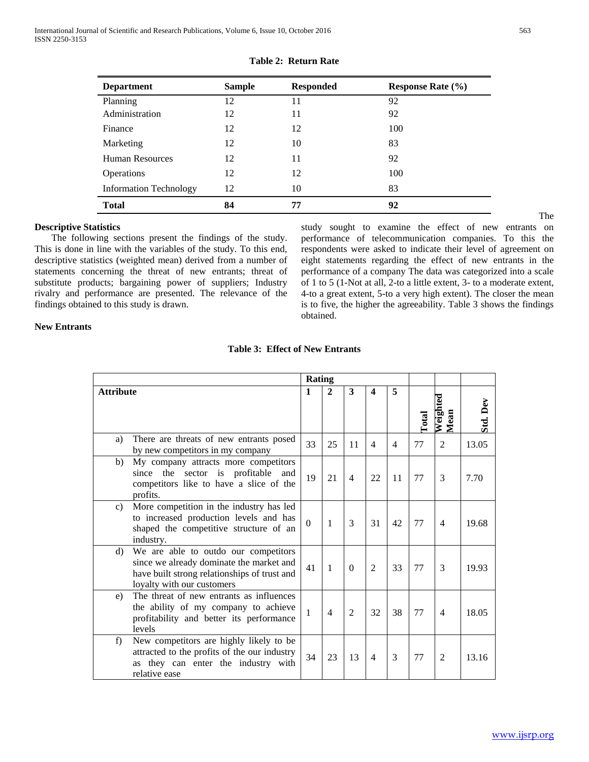**Table 2: Return Rate**

| Department | Sample | Responded | Response Rate (%) |
| --- | --- | --- | --- |
| Planning | 12 | 11 | 92 |
| Administration | 12 | 11 | 92 |
| Finance | 12 | 12 | 100 |
| Marketing | 12 | 10 | 83 |
| Human Resources | 12 | 11 | 92 |
| Operations | 12 | 12 | 100 |
| Information Technology | 12 | 10 | 83 |
| **Total** | **84** | **77** | **92** |

## Descriptive Statistics

The following sections present the findings of the study. This is done in line with the variables of the study. To this end, descriptive statistics (weighted mean) derived from a number of statements concerning the threat of new entrants; threat of substitute products; bargaining power of suppliers; Industry rivalry and performance are presented. The relevance of the findings obtained to this study is drawn.

### New Entrants

The study sought to examine the effect of new entrants on performance of telecommunication companies. To this the respondents were asked to indicate their level of agreement on eight statements regarding the effect of new entrants in the performance of a company The data was categorized into a scale of 1 to 5 (1-Not at all, 2-to a little extent, 3- to a moderate extent, 4-to a great extent, 5-to a very high extent). The closer the mean is to five, the higher the agreeability. Table 3 shows the findings obtained.

**Table 3: Effect of New Entrants**

| Attribute | Rating | | | | | Total | Weighted Mean | Std. Dev |
| --- | --- | --- | --- | --- | --- | --- | --- | --- |
| | 1 | 2 | 3 | 4 | 5 | | | |
| a) There are threats of new entrants posed by new competitors in my company | 33 | 25 | 11 | 4 | 4 | 77 | 2 | 13.05 |
| b) My company attracts more competitors since the sector is profitable and competitors like to have a slice of the profits. | 19 | 21 | 4 | 22 | 11 | 77 | 3 | 7.70 |
| c) More competition in the industry has led to increased production levels and has shaped the competitive structure of an industry. | 0 | 1 | 3 | 31 | 42 | 77 | 4 | 19.68 |
| d) We are able to outdo our competitors since we already dominate the market and have built strong relationships of trust and loyalty with our customers | 41 | 1 | 0 | 2 | 33 | 77 | 3 | 19.93 |
| e) The threat of new entrants as influences the ability of my company to achieve profitability and better its performance levels | 1 | 4 | 2 | 32 | 38 | 77 | 4 | 18.05 |
| f) New competitors are highly likely to be attracted to the profits of the our industry as they can enter the industry with relative ease | 34 | 23 | 13 | 4 | 3 | 77 | 2 | 13.16 |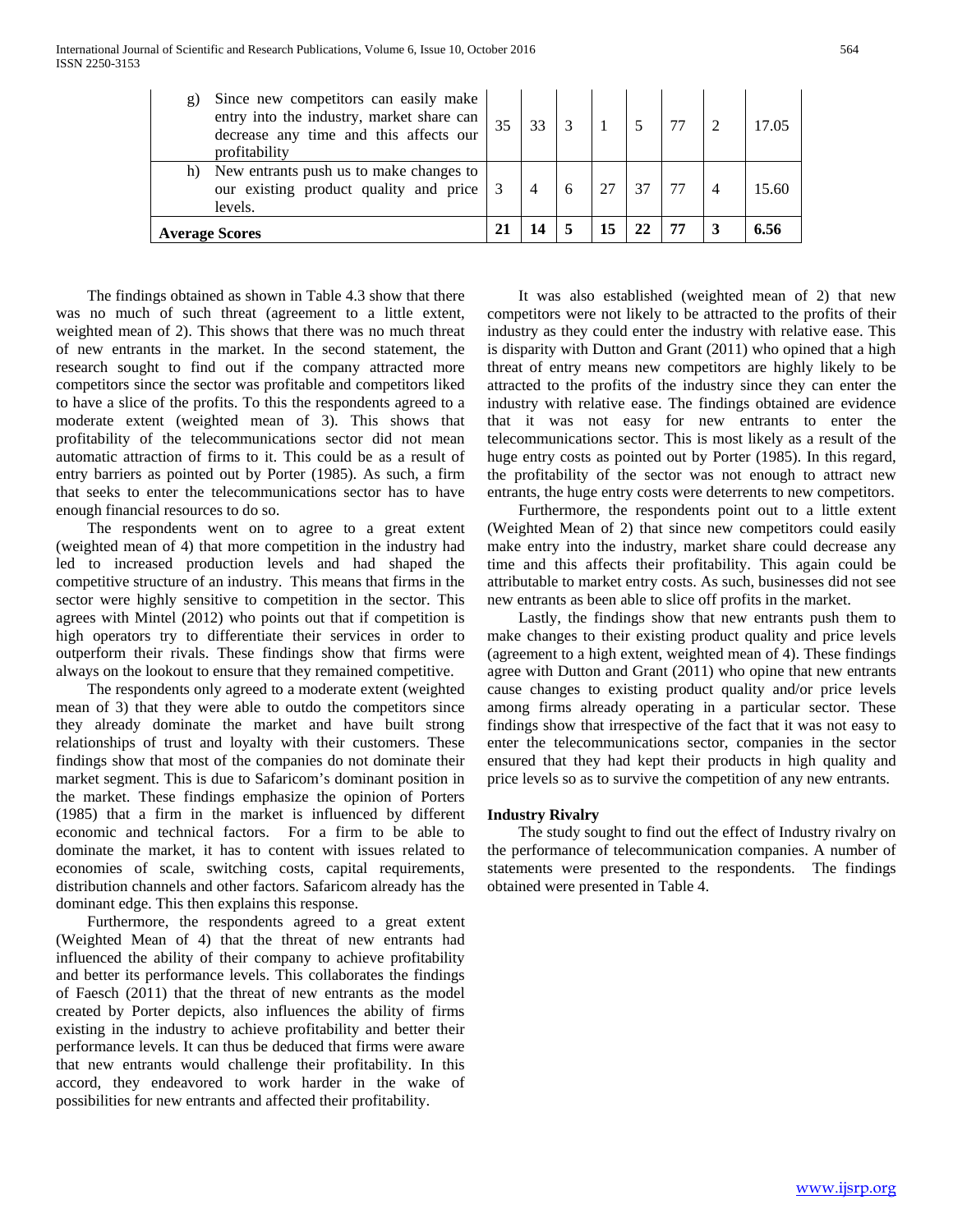| | | | | | | | |
|---|---|---|---|---|---|---|---|
| g) Since new competitors can easily make entry into the industry, market share can decrease any time and this affects our profitability | 35 | 33 | 3 | 1 | 5 | 77 | 2 | 17.05 |
| h) New entrants push us to make changes to our existing product quality and price levels. | 3 | 4 | 6 | 27 | 37 | 77 | 4 | 15.60 |
| **Average Scores** | **21** | **14** | **5** | **15** | **22** | **77** | **3** | **6.56** |

The findings obtained as shown in Table 4.3 show that there was no much of such threat (agreement to a little extent, weighted mean of 2). This shows that there was no much threat of new entrants in the market. In the second statement, the research sought to find out if the company attracted more competitors since the sector was profitable and competitors liked to have a slice of the profits. To this the respondents agreed to a moderate extent (weighted mean of 3). This shows that profitability of the telecommunications sector did not mean automatic attraction of firms to it. This could be as a result of entry barriers as pointed out by Porter (1985). As such, a firm that seeks to enter the telecommunications sector has to have enough financial resources to do so.

The respondents went on to agree to a great extent (weighted mean of 4) that more competition in the industry had led to increased production levels and had shaped the competitive structure of an industry. This means that firms in the sector were highly sensitive to competition in the sector. This agrees with Mintel (2012) who points out that if competition is high operators try to differentiate their services in order to outperform their rivals. These findings show that firms were always on the lookout to ensure that they remained competitive.

The respondents only agreed to a moderate extent (weighted mean of 3) that they were able to outdo the competitors since they already dominate the market and have built strong relationships of trust and loyalty with their customers. These findings show that most of the companies do not dominate their market segment. This is due to Safaricom's dominant position in the market. These findings emphasize the opinion of Porters (1985) that a firm in the market is influenced by different economic and technical factors. For a firm to be able to dominate the market, it has to content with issues related to economies of scale, switching costs, capital requirements, distribution channels and other factors. Safaricom already has the dominant edge. This then explains this response.

Furthermore, the respondents agreed to a great extent (Weighted Mean of 4) that the threat of new entrants had influenced the ability of their company to achieve profitability and better its performance levels. This collaborates the findings of Faesch (2011) that the threat of new entrants as the model created by Porter depicts, also influences the ability of firms existing in the industry to achieve profitability and better their performance levels. It can thus be deduced that firms were aware that new entrants would challenge their profitability. In this accord, they endeavored to work harder in the wake of possibilities for new entrants and affected their profitability.

It was also established (weighted mean of 2) that new competitors were not likely to be attracted to the profits of their industry as they could enter the industry with relative ease. This is disparity with Dutton and Grant (2011) who opined that a high threat of entry means new competitors are highly likely to be attracted to the profits of the industry since they can enter the industry with relative ease. The findings obtained are evidence that it was not easy for new entrants to enter the telecommunications sector. This is most likely as a result of the huge entry costs as pointed out by Porter (1985). In this regard, the profitability of the sector was not enough to attract new entrants, the huge entry costs were deterrents to new competitors.

Furthermore, the respondents point out to a little extent (Weighted Mean of 2) that since new competitors could easily make entry into the industry, market share could decrease any time and this affects their profitability. This again could be attributable to market entry costs. As such, businesses did not see new entrants as been able to slice off profits in the market.

Lastly, the findings show that new entrants push them to make changes to their existing product quality and price levels (agreement to a high extent, weighted mean of 4). These findings agree with Dutton and Grant (2011) who opine that new entrants cause changes to existing product quality and/or price levels among firms already operating in a particular sector. These findings show that irrespective of the fact that it was not easy to enter the telecommunications sector, companies in the sector ensured that they had kept their products in high quality and price levels so as to survive the competition of any new entrants.

**Industry Rivalry**

The study sought to find out the effect of Industry rivalry on the performance of telecommunication companies. A number of statements were presented to the respondents. The findings obtained were presented in Table 4.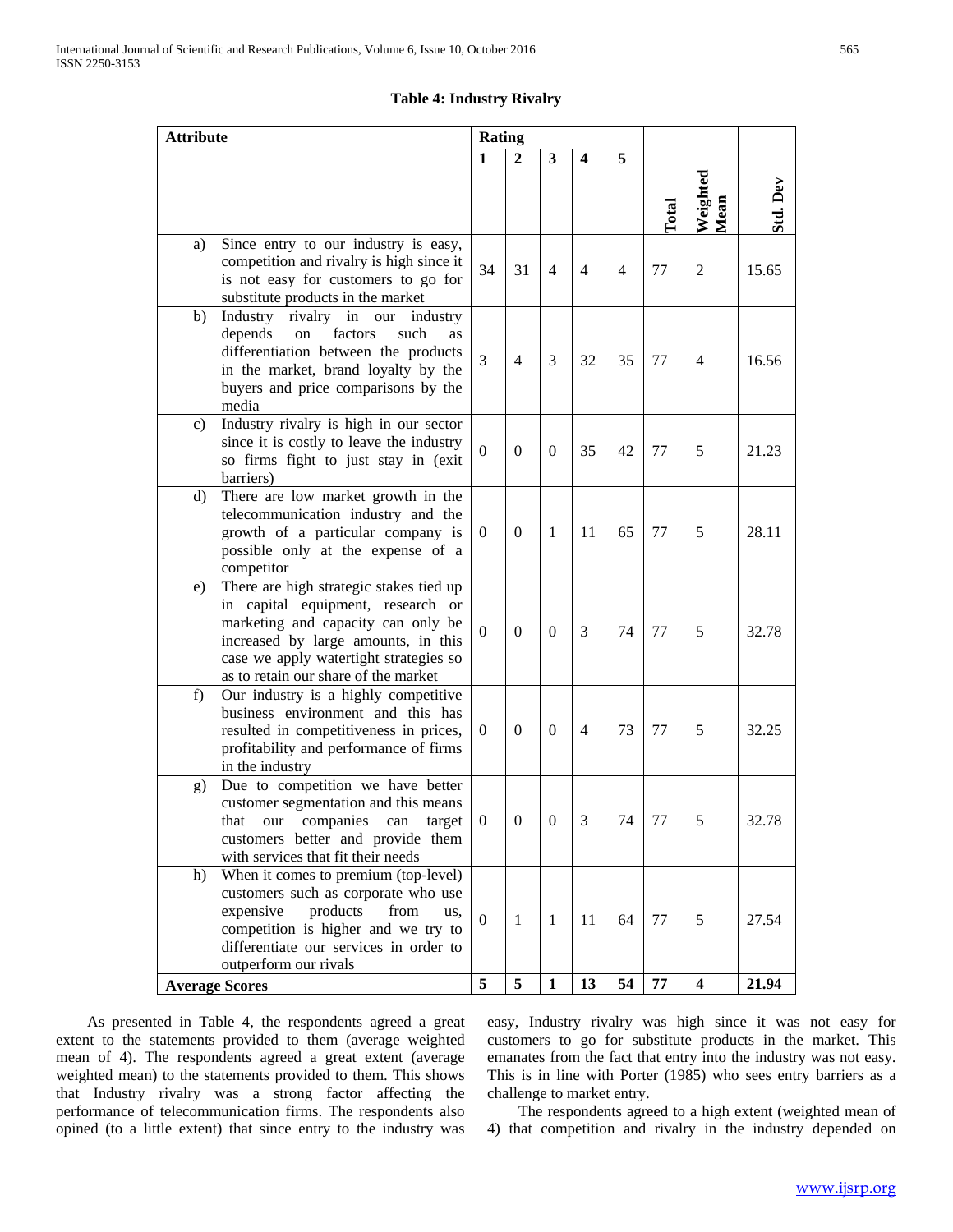**Table 4: Industry Rivalry**

| Attribute | Rating | | | | | Total | Weighted Mean | Std. Dev |
|---|---|---|---|---|---|---|---|---|
| | 1 | 2 | 3 | 4 | 5 | | | |
| a) Since entry to our industry is easy, competition and rivalry is high since it is not easy for customers to go for substitute products in the market | 34 | 31 | 4 | 4 | 4 | 77 | 2 | 15.65 |
| b) Industry rivalry in our industry depends on factors such as differentiation between the products in the market, brand loyalty by the buyers and price comparisons by the media | 3 | 4 | 3 | 32 | 35 | 77 | 4 | 16.56 |
| c) Industry rivalry is high in our sector since it is costly to leave the industry so firms fight to just stay in (exit barriers) | 0 | 0 | 0 | 35 | 42 | 77 | 5 | 21.23 |
| d) There are low market growth in the telecommunication industry and the growth of a particular company is possible only at the expense of a competitor | 0 | 0 | 1 | 11 | 65 | 77 | 5 | 28.11 |
| e) There are high strategic stakes tied up in capital equipment, research or marketing and capacity can only be increased by large amounts, in this case we apply watertight strategies so as to retain our share of the market | 0 | 0 | 0 | 3 | 74 | 77 | 5 | 32.78 |
| f) Our industry is a highly competitive business environment and this has resulted in competitiveness in prices, profitability and performance of firms in the industry | 0 | 0 | 0 | 4 | 73 | 77 | 5 | 32.25 |
| g) Due to competition we have better customer segmentation and this means that our companies can target customers better and provide them with services that fit their needs | 0 | 0 | 0 | 3 | 74 | 77 | 5 | 32.78 |
| h) When it comes to premium (top-level) customers such as corporate who use expensive products from us, competition is higher and we try to differentiate our services in order to outperform our rivals | 0 | 1 | 1 | 11 | 64 | 77 | 5 | 27.54 |
| **Average Scores** | **5** | **5** | **1** | **13** | **54** | **77** | **4** | **21.94** |

As presented in Table 4, the respondents agreed a great extent to the statements provided to them (average weighted mean of 4). The respondents agreed a great extent (average weighted mean) to the statements provided to them. This shows that Industry rivalry was a strong factor affecting the performance of telecommunication firms. The respondents also opined (to a little extent) that since entry to the industry was easy, Industry rivalry was high since it was not easy for customers to go for substitute products in the market. This emanates from the fact that entry into the industry was not easy. This is in line with Porter (1985) who sees entry barriers as a challenge to market entry.

The respondents agreed to a high extent (weighted mean of 4) that competition and rivalry in the industry depended on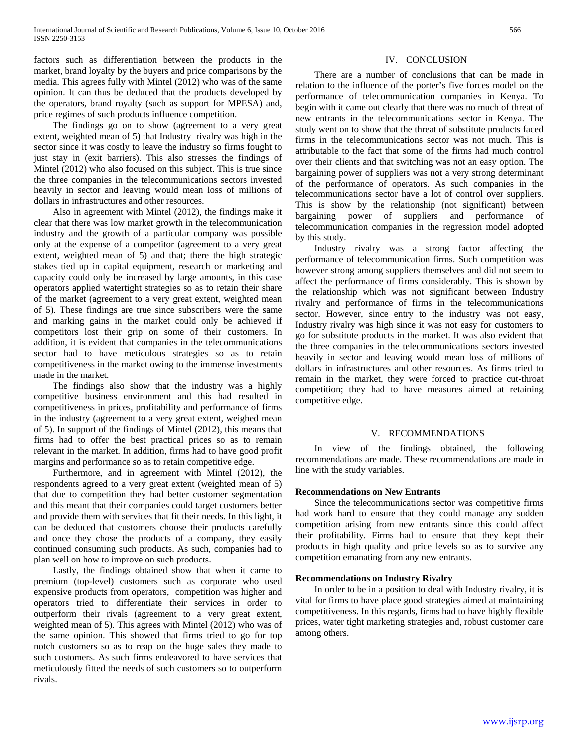factors such as differentiation between the products in the market, brand loyalty by the buyers and price comparisons by the media. This agrees fully with Mintel (2012) who was of the same opinion. It can thus be deduced that the products developed by the operators, brand royalty (such as support for MPESA) and, price regimes of such products influence competition.

The findings go on to show (agreement to a very great extent, weighted mean of 5) that Industry rivalry was high in the sector since it was costly to leave the industry so firms fought to just stay in (exit barriers). This also stresses the findings of Mintel (2012) who also focused on this subject. This is true since the three companies in the telecommunications sectors invested heavily in sector and leaving would mean loss of millions of dollars in infrastructures and other resources.

Also in agreement with Mintel (2012), the findings make it clear that there was low market growth in the telecommunication industry and the growth of a particular company was possible only at the expense of a competitor (agreement to a very great extent, weighted mean of 5) and that; there the high strategic stakes tied up in capital equipment, research or marketing and capacity could only be increased by large amounts, in this case operators applied watertight strategies so as to retain their share of the market (agreement to a very great extent, weighted mean of 5). These findings are true since subscribers were the same and marking gains in the market could only be achieved if competitors lost their grip on some of their customers. In addition, it is evident that companies in the telecommunications sector had to have meticulous strategies so as to retain competitiveness in the market owing to the immense investments made in the market.

The findings also show that the industry was a highly competitive business environment and this had resulted in competitiveness in prices, profitability and performance of firms in the industry (agreement to a very great extent, weighed mean of 5). In support of the findings of Mintel (2012), this means that firms had to offer the best practical prices so as to remain relevant in the market. In addition, firms had to have good profit margins and performance so as to retain competitive edge.

Furthermore, and in agreement with Mintel (2012), the respondents agreed to a very great extent (weighted mean of 5) that due to competition they had better customer segmentation and this meant that their companies could target customers better and provide them with services that fit their needs. In this light, it can be deduced that customers choose their products carefully and once they chose the products of a company, they easily continued consuming such products. As such, companies had to plan well on how to improve on such products.

Lastly, the findings obtained show that when it came to premium (top-level) customers such as corporate who used expensive products from operators, competition was higher and operators tried to differentiate their services in order to outperform their rivals (agreement to a very great extent, weighted mean of 5). This agrees with Mintel (2012) who was of the same opinion. This showed that firms tried to go for top notch customers so as to reap on the huge sales they made to such customers. As such firms endeavored to have services that meticulously fitted the needs of such customers so to outperform rivals.

## IV. CONCLUSION

There are a number of conclusions that can be made in relation to the influence of the porter's five forces model on the performance of telecommunication companies in Kenya. To begin with it came out clearly that there was no much of threat of new entrants in the telecommunications sector in Kenya. The study went on to show that the threat of substitute products faced firms in the telecommunications sector was not much. This is attributable to the fact that some of the firms had much control over their clients and that switching was not an easy option. The bargaining power of suppliers was not a very strong determinant of the performance of operators. As such companies in the telecommunications sector have a lot of control over suppliers. This is show by the relationship (not significant) between bargaining power of suppliers and performance of telecommunication companies in the regression model adopted by this study.

Industry rivalry was a strong factor affecting the performance of telecommunication firms. Such competition was however strong among suppliers themselves and did not seem to affect the performance of firms considerably. This is shown by the relationship which was not significant between Industry rivalry and performance of firms in the telecommunications sector. However, since entry to the industry was not easy, Industry rivalry was high since it was not easy for customers to go for substitute products in the market. It was also evident that the three companies in the telecommunications sectors invested heavily in sector and leaving would mean loss of millions of dollars in infrastructures and other resources. As firms tried to remain in the market, they were forced to practice cut-throat competition; they had to have measures aimed at retaining competitive edge.

## V. RECOMMENDATIONS

In view of the findings obtained, the following recommendations are made. These recommendations are made in line with the study variables.

**Recommendations on New Entrants**

Since the telecommunications sector was competitive firms had work hard to ensure that they could manage any sudden competition arising from new entrants since this could affect their profitability. Firms had to ensure that they kept their products in high quality and price levels so as to survive any competition emanating from any new entrants.

**Recommendations on Industry Rivalry**

In order to be in a position to deal with Industry rivalry, it is vital for firms to have place good strategies aimed at maintaining competitiveness. In this regards, firms had to have highly flexible prices, water tight marketing strategies and, robust customer care among others.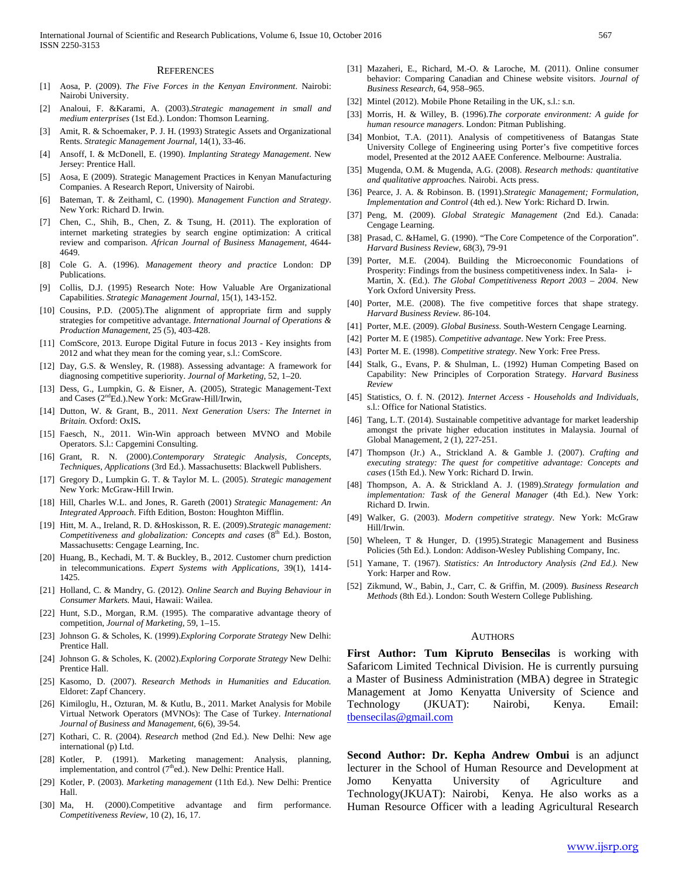## REFERENCES

[1] Aosa, P. (2009). *The Five Forces in the Kenyan Environment*. Nairobi: Nairobi University.

[2] Analoui, F. &Karami, A. (2003).*Strategic management in small and medium enterprises* (1st Ed.). London: Thomson Learning.

[3] Amit, R. & Schoemaker, P. J. H. (1993) Strategic Assets and Organizational Rents. *Strategic Management Journal*, 14(1), 33-46.

[4] Ansoff, I. & McDonell, E. (1990). *Implanting Strategy Management*. New Jersey: Prentice Hall.

[5] Aosa, E (2009). Strategic Management Practices in Kenyan Manufacturing Companies. A Research Report, University of Nairobi.

[6] Bateman, T. & Zeithaml, C. (1990). *Management Function and Strategy*. New York: Richard D. Irwin.

[7] Chen, C., Shih, B., Chen, Z. & Tsung, H. (2011). The exploration of internet marketing strategies by search engine optimization: A critical review and comparison. *African Journal of Business Management*, 4644-4649.

[8] Cole G. A. (1996). *Management theory and practice* London: DP Publications.

[9] Collis, D.J. (1995) Research Note: How Valuable Are Organizational Capabilities. *Strategic Management Journal*, 15(1), 143-152.

[10] Cousins, P.D. (2005).The alignment of appropriate firm and supply strategies for competitive advantage. *International Journal of Operations & Production Management*, 25 (5), 403-428.

[11] ComScore, 2013. Europe Digital Future in focus 2013 - Key insights from 2012 and what they mean for the coming year, s.l.: ComScore.

[12] Day, G.S. & Wensley, R. (1988). Assessing advantage: A framework for diagnosing competitive superiority. *Journal of Marketing*, 52, 1–20.

[13] Dess, G., Lumpkin, G. & Eisner, A. (2005), Strategic Management-Text and Cases (2ndEd.).New York: McGraw-Hill/Irwin,

[14] Dutton, W. & Grant, B., 2011. *Next Generation Users: The Internet in Britain.* Oxford: OxIS**.**

[15] Faesch, N., 2011. Win-Win approach between MVNO and Mobile Operators. S.l.: Capgemini Consulting.

[16] Grant, R. N. (2000).*Contemporary Strategic Analysis, Concepts, Techniques, Applications* (3rd Ed.). Massachusetts: Blackwell Publishers.

[17] Gregory D., Lumpkin G. T. & Taylor M. L. (2005). *Strategic management* New York: McGraw-Hill Irwin.

[18] Hill, Charles W.L. and Jones, R. Gareth (2001) *Strategic Management: An Integrated Approach*. Fifth Edition, Boston: Houghton Mifflin.

[19] Hitt, M. A., Ireland, R. D. &Hoskisson, R. E. (2009).*Strategic management: Competitiveness and globalization: Concepts and cases* (8th Ed.). Boston, Massachusetts: Cengage Learning, Inc.

[20] Huang, B., Kechadi, M. T. & Buckley, B., 2012. Customer churn prediction in telecommunications. *Expert Systems with Applications*, 39(1), 1414-1425.

[21] Holland, C. & Mandry, G. (2012). *Online Search and Buying Behaviour in Consumer Markets.* Maui, Hawaii: Wailea.

[22] Hunt, S.D., Morgan, R.M. (1995). The comparative advantage theory of competition, *Journal of Marketing*, 59, 1–15.

[23] Johnson G. & Scholes, K. (1999).*Exploring Corporate Strategy* New Delhi: Prentice Hall.

[24] Johnson G. & Scholes, K. (2002).*Exploring Corporate Strategy* New Delhi: Prentice Hall.

[25] Kasomo, D. (2007). *Research Methods in Humanities and Education.* Eldoret: Zapf Chancery.

[26] Kimiloglu, H., Ozturan, M. & Kutlu, B., 2011. Market Analysis for Mobile Virtual Network Operators (MVNOs): The Case of Turkey. *International Journal of Business and Management*, 6(6), 39-54.

[27] Kothari, C. R. (2004). *Research* method (2nd Ed.). New Delhi: New age international (p) Ltd.

[28] Kotler, P. (1991). Marketing management: Analysis, planning, implementation, and control (7thed.). New Delhi: Prentice Hall.

[29] Kotler, P. (2003). *Marketing management* (11th Ed.). New Delhi: Prentice Hall.

[30] Ma, H. (2000).Competitive advantage and firm performance. *Competitiveness Review*, 10 (2), 16, 17.

[31] Mazaheri, E., Richard, M.-O. & Laroche, M. (2011). Online consumer behavior: Comparing Canadian and Chinese website visitors. *Journal of Business Research*, 64, 958–965.

[32] Mintel (2012). Mobile Phone Retailing in the UK, s.l.: s.n.

[33] Morris, H. & Willey, B. (1996).*The corporate environment: A guide for human resource managers*. London: Pitman Publishing.

[34] Monbiot, T.A. (2011). Analysis of competitiveness of Batangas State University College of Engineering using Porter's five competitive forces model, Presented at the 2012 AAEE Conference. Melbourne: Australia.

[35] Mugenda, O.M. & Mugenda, A.G. (2008). *Research methods: quantitative and qualitative approaches.* Nairobi. Acts press.

[36] Pearce, J. A. & Robinson. B. (1991).*Strategic Management; Formulation, Implementation and Control* (4th ed.). New York: Richard D. Irwin.

[37] Peng, M. (2009). *Global Strategic Management* (2nd Ed.). Canada: Cengage Learning.

[38] Prasad, C. &Hamel, G. (1990). "The Core Competence of the Corporation". *Harvard Business Review*, 68(3), 79-91

[39] Porter, M.E. (2004). Building the Microeconomic Foundations of Prosperity: Findings from the business competitiveness index. In Sala- i-Martin, X. (Ed.). *The Global Competitiveness Report 2003 – 2004*. New York Oxford University Press.

[40] Porter, M.E. (2008). The five competitive forces that shape strategy. *Harvard Business Review.* 86-104.

[41] Porter, M.E. (2009). *Global Business*. South-Western Cengage Learning.

[42] Porter M. E (1985). *Competitive advantage*. New York: Free Press.

[43] Porter M. E. (1998). *Competitive strategy*. New York: Free Press.

[44] Stalk, G., Evans, P. & Shulman, L. (1992) Human Competing Based on Capability: New Principles of Corporation Strategy. *Harvard Business Review*

[45] Statistics, O. f. N. (2012). *Internet Access - Households and Individuals,* s.l.: Office for National Statistics.

[46] Tang, L.T. (2014). Sustainable competitive advantage for market leadership amongst the private higher education institutes in Malaysia. Journal of Global Management, 2 (1), 227-251.

[47] Thompson (Jr.) A., Strickland A. & Gamble J. (2007). *Crafting and executing strategy: The quest for competitive advantage: Concepts and cases* (15th Ed.). New York: Richard D. Irwin.

[48] Thompson, A. A. & Strickland A. J. (1989).*Strategy formulation and implementation: Task of the General Manager* (4th Ed.). New York: Richard D. Irwin.

[49] Walker, G. (2003). *Modern competitive strategy*. New York: McGraw Hill/Irwin.

[50] Wheleen, T & Hunger, D. (1995).Strategic Management and Business Policies (5th Ed.). London: Addison-Wesley Publishing Company, Inc.

[51] Yamane, T. (1967). *Statistics: An Introductory Analysis (2nd Ed.).* New York: Harper and Row.

[52] Zikmund, W., Babin, J., Carr, C. & Griffin, M. (2009). *Business Research Methods* (8th Ed.). London: South Western College Publishing.

## AUTHORS

**First Author: Tum Kipruto Bensecilas** is working with Safaricom Limited Technical Division. He is currently pursuing a Master of Business Administration (MBA) degree in Strategic Management at Jomo Kenyatta University of Science and Technology (JKUAT): Nairobi, Kenya. Email: tbensecilas@gmail.com

**Second Author: Dr. Kepha Andrew Ombui** is an adjunct lecturer in the School of Human Resource and Development at Jomo Kenyatta University of Agriculture and Technology(JKUAT): Nairobi, Kenya. He also works as a Human Resource Officer with a leading Agricultural Research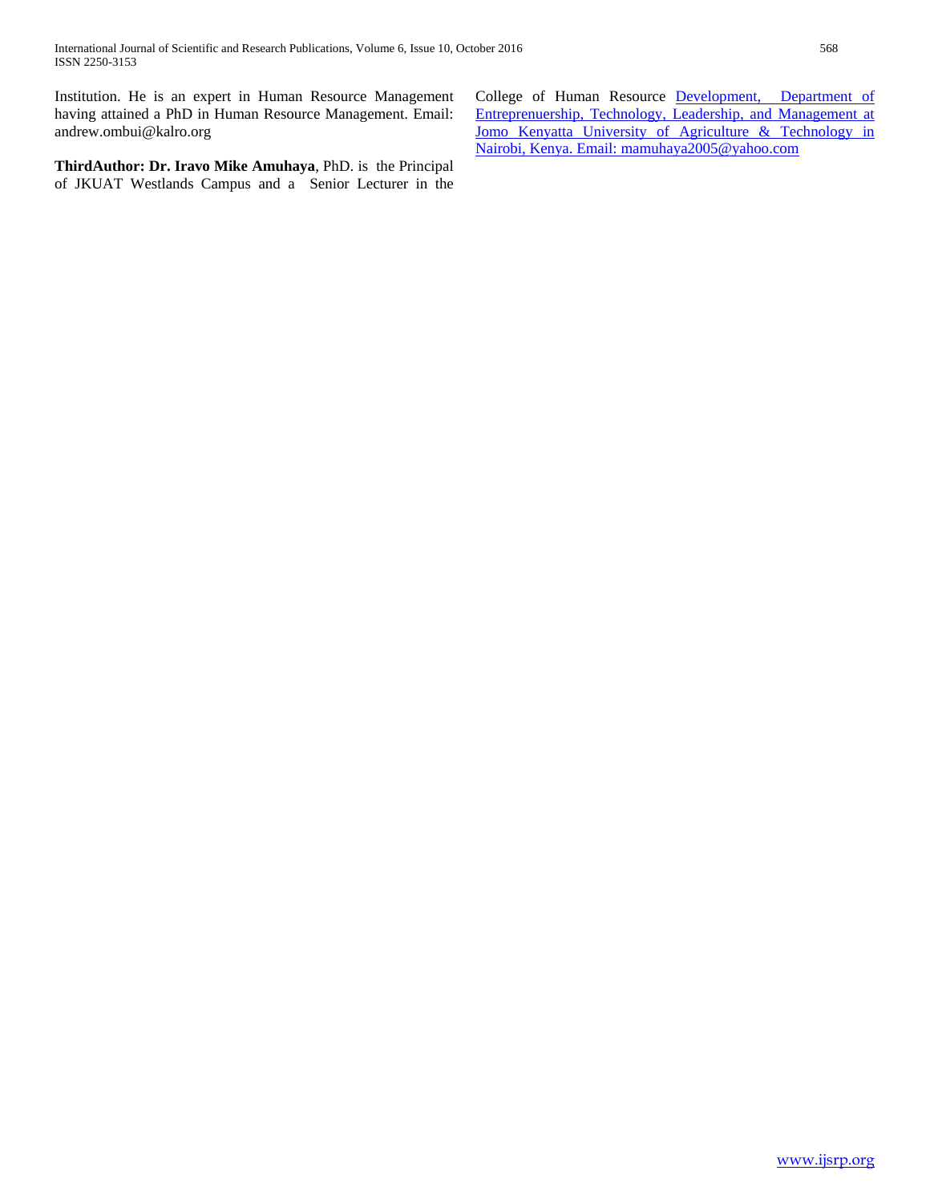Institution. He is an expert in Human Resource Management having attained a PhD in Human Resource Management. Email: andrew.ombui@kalro.org

**ThirdAuthor: Dr. Iravo Mike Amuhaya**, PhD. is the Principal of JKUAT Westlands Campus and a Senior Lecturer in the College of Human Resource Development, Department of Entreprenuership, Technology, Leadership, and Management at Jomo Kenyatta University of Agriculture & Technology in Nairobi, Kenya. Email: mamuhaya2005@yahoo.com